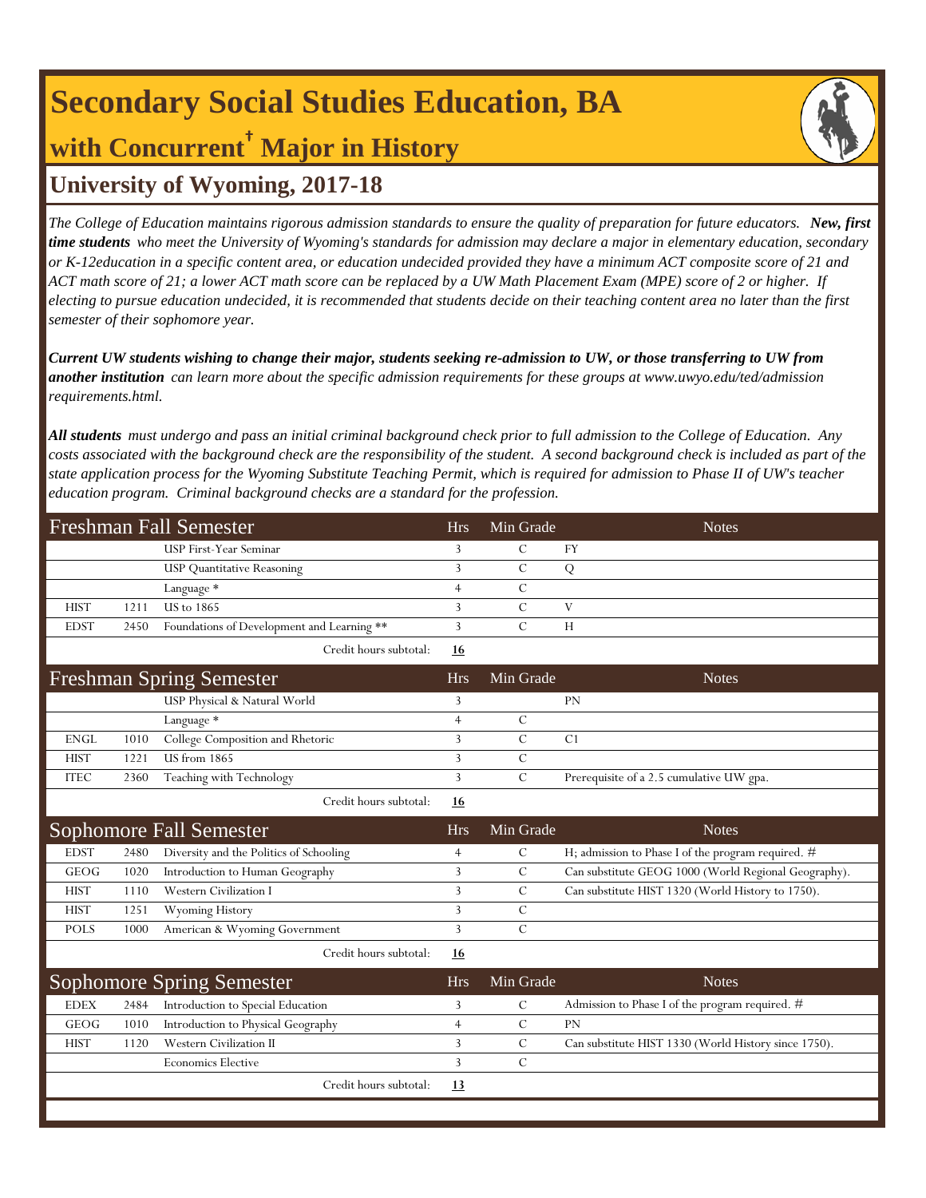# Secondary Social Studies Education, BA

## with Concurrent† Major in History

## University of Wyoming, 2017-18

*The College of Education maintains rigorous admission standards to ensure the quality of preparation for future educators.* ***New, first time students*** *who meet the University of Wyoming's standards for admission may declare a major in elementary education, secondary or K-12education in a specific content area, or education undecided provided they have a minimum ACT composite score of 21 and ACT math score of 21; a lower ACT math score can be replaced by a UW Math Placement Exam (MPE) score of 2 or higher. If electing to pursue education undecided, it is recommended that students decide on their teaching content area no later than the first semester of their sophomore year.*

***Current UW students wishing to change their major, students seeking re-admission to UW, or those transferring to UW from another institution*** *can learn more about the specific admission requirements for these groups at www.uwyo.edu/ted/admission requirements.html.*

***All students*** *must undergo and pass an initial criminal background check prior to full admission to the College of Education. Any costs associated with the background check are the responsibility of the student. A second background check is included as part of the state application process for the Wyoming Substitute Teaching Permit, which is required for admission to Phase II of UW's teacher education program. Criminal background checks are a standard for the profession.*

| Freshman Fall Semester | | | Hrs | Min Grade | Notes |
|---|---|---|---|---|---|
| | | USP First-Year Seminar | 3 | C | FY |
| | | USP Quantitative Reasoning | 3 | C | Q |
| | | Language * | 4 | C | |
| HIST | 1211 | US to 1865 | 3 | C | V |
| EDST | 2450 | Foundations of Development and Learning ** | 3 | C | H |
| | | Credit hours subtotal: | **16** | | |

| Freshman Spring Semester | | | Hrs | Min Grade | Notes |
|---|---|---|---|---|---|
| | | USP Physical & Natural World | 3 | | PN |
| | | Language * | 4 | C | |
| ENGL | 1010 | College Composition and Rhetoric | 3 | C | C1 |
| HIST | 1221 | US from 1865 | 3 | C | |
| ITEC | 2360 | Teaching with Technology | 3 | C | Prerequisite of a 2.5 cumulative UW gpa. |
| | | Credit hours subtotal: | **16** | | |

| Sophomore Fall Semester | | | Hrs | Min Grade | Notes |
|---|---|---|---|---|---|
| EDST | 2480 | Diversity and the Politics of Schooling | 4 | C | H; admission to Phase I of the program required. # |
| GEOG | 1020 | Introduction to Human Geography | 3 | C | Can substitute GEOG 1000 (World Regional Geography). |
| HIST | 1110 | Western Civilization I | 3 | C | Can substitute HIST 1320 (World History to 1750). |
| HIST | 1251 | Wyoming History | 3 | C | |
| POLS | 1000 | American & Wyoming Government | 3 | C | |
| | | Credit hours subtotal: | **16** | | |

| Sophomore Spring Semester | | | Hrs | Min Grade | Notes |
|---|---|---|---|---|---|
| EDEX | 2484 | Introduction to Special Education | 3 | C | Admission to Phase I of the program required. # |
| GEOG | 1010 | Introduction to Physical Geography | 4 | C | PN |
| HIST | 1120 | Western Civilization II | 3 | C | Can substitute HIST 1330 (World History since 1750). |
| | | Economics Elective | 3 | C | |
| | | Credit hours subtotal: | **13** | | |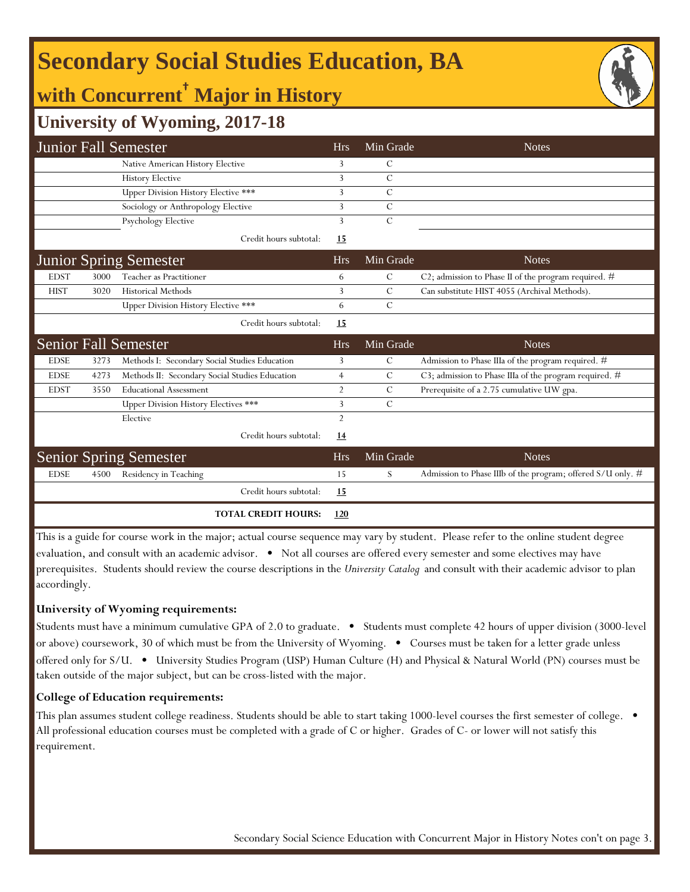# Secondary Social Studies Education, BA

## with Concurrent† Major in History

### University of Wyoming, 2017-18

| Junior Fall Semester | | | Hrs | Min Grade | Notes |
|---|---|---|---|---|---|
| | | Native American History Elective | 3 | C | |
| | | History Elective | 3 | C | |
| | | Upper Division History Elective *** | 3 | C | |
| | | Sociology or Anthropology Elective | 3 | C | |
| | | Psychology Elective | 3 | C | |
| | | Credit hours subtotal: | **15** | | |

| Junior Spring Semester | | | Hrs | Min Grade | Notes |
|---|---|---|---|---|---|
| EDST | 3000 | Teacher as Practitioner | 6 | C | C2; admission to Phase II of the program required. # |
| HIST | 3020 | Historical Methods | 3 | C | Can substitute HIST 4055 (Archival Methods). |
| | | Upper Division History Elective *** | 6 | C | |
| | | Credit hours subtotal: | **15** | | |

| Senior Fall Semester | | | Hrs | Min Grade | Notes |
|---|---|---|---|---|---|
| EDSE | 3273 | Methods I: Secondary Social Studies Education | 3 | C | Admission to Phase IIIa of the program required. # |
| EDSE | 4273 | Methods II: Secondary Social Studies Education | 4 | C | C3; admission to Phase IIIa of the program required. # |
| EDST | 3550 | Educational Assessment | 2 | C | Prerequisite of a 2.75 cumulative UW gpa. |
| | | Upper Division History Electives *** | 3 | C | |
| | | Elective | 2 | | |
| | | Credit hours subtotal: | **14** | | |

| Senior Spring Semester | | | Hrs | Min Grade | Notes |
|---|---|---|---|---|---|
| EDSE | 4500 | Residency in Teaching | 15 | S | Admission to Phase IIIb of the program; offered S/U only. # |
| | | Credit hours subtotal: | **15** | | |
| | | **TOTAL CREDIT HOURS:** | **120** | | |

This is a guide for course work in the major; actual course sequence may vary by student. Please refer to the online student degree evaluation, and consult with an academic advisor. • Not all courses are offered every semester and some electives may have prerequisites. Students should review the course descriptions in the *University Catalog* and consult with their academic advisor to plan accordingly.

**University of Wyoming requirements:**

Students must have a minimum cumulative GPA of 2.0 to graduate. • Students must complete 42 hours of upper division (3000-level or above) coursework, 30 of which must be from the University of Wyoming. • Courses must be taken for a letter grade unless offered only for S/U. • University Studies Program (USP) Human Culture (H) and Physical & Natural World (PN) courses must be taken outside of the major subject, but can be cross-listed with the major.

**College of Education requirements:**

This plan assumes student college readiness. Students should be able to start taking 1000-level courses the first semester of college. • All professional education courses must be completed with a grade of C or higher. Grades of C- or lower will not satisfy this requirement.

Secondary Social Science Education with Concurrent Major in History Notes con't on page 3.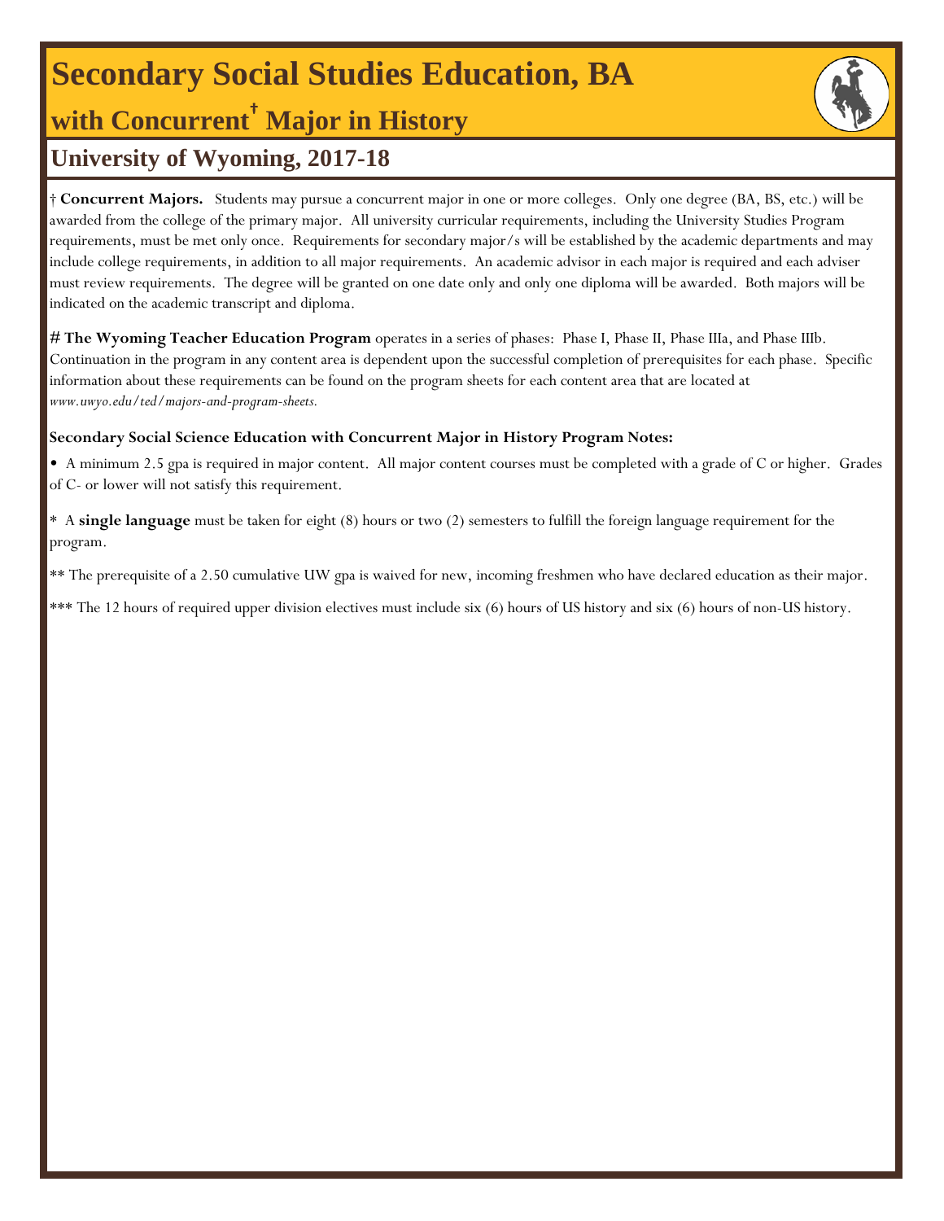# Secondary Social Studies Education, BA

## with Concurrent† Major in History

## University of Wyoming, 2017-18

† **Concurrent Majors.** Students may pursue a concurrent major in one or more colleges. Only one degree (BA, BS, etc.) will be awarded from the college of the primary major. All university curricular requirements, including the University Studies Program requirements, must be met only once. Requirements for secondary major/s will be established by the academic departments and may include college requirements, in addition to all major requirements. An academic advisor in each major is required and each adviser must review requirements. The degree will be granted on one date only and only one diploma will be awarded. Both majors will be indicated on the academic transcript and diploma.

**# The Wyoming Teacher Education Program** operates in a series of phases: Phase I, Phase II, Phase IIIa, and Phase IIIb. Continuation in the program in any content area is dependent upon the successful completion of prerequisites for each phase. Specific information about these requirements can be found on the program sheets for each content area that are located at *www.uwyo.edu/ted/majors-and-program-sheets.*

**Secondary Social Science Education with Concurrent Major in History Program Notes:**

• A minimum 2.5 gpa is required in major content. All major content courses must be completed with a grade of C or higher. Grades of C- or lower will not satisfy this requirement.

* A **single language** must be taken for eight (8) hours or two (2) semesters to fulfill the foreign language requirement for the program.

** The prerequisite of a 2.50 cumulative UW gpa is waived for new, incoming freshmen who have declared education as their major.

*** The 12 hours of required upper division electives must include six (6) hours of US history and six (6) hours of non-US history.